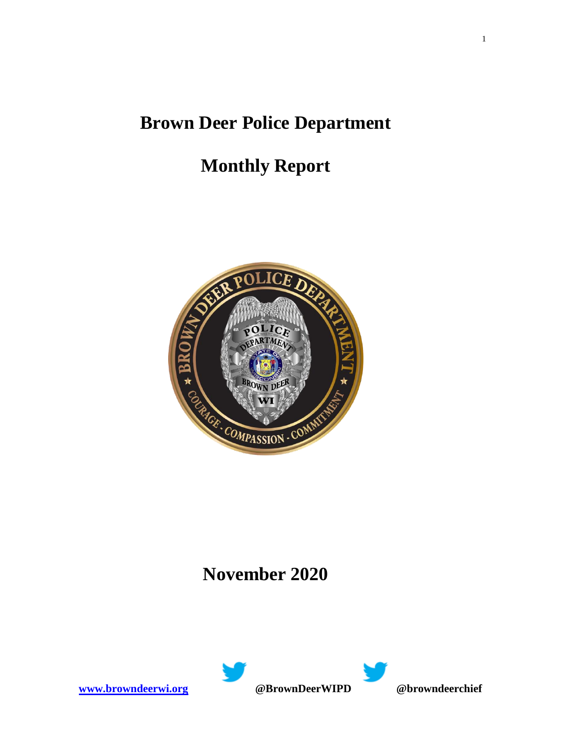# Brown Deer Police Department

# Monthly Report

# November 2020

[www.browndeerwi.org](http://www.browndeerwi.org) **@BrownDeerWIPD** **@browndeerchief**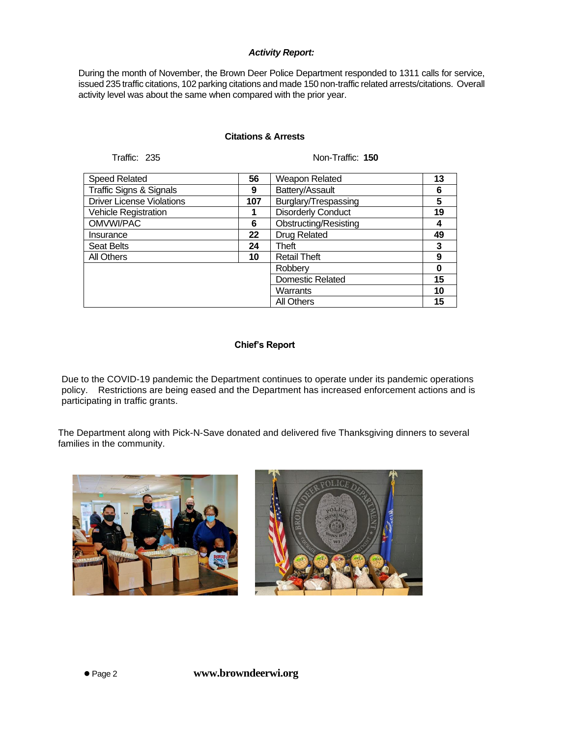### *Activity Report:*

During the month of November, the Brown Deer Police Department responded to 1311 calls for service, issued 235 traffic citations, 102 parking citations and made 150 non-traffic related arrests/citations. Overall activity level was about the same when compared with the prior year.

#### Citations & Arrests

Traffic: 235 | Non-Traffic: **150**

| Traffic | | Non-Traffic | |
|---|---|---|---|
| Speed Related | **56** | Weapon Related | **13** |
| Traffic Signs & Signals | **9** | Battery/Assault | **6** |
| Driver License Violations | **107** | Burglary/Trespassing | **5** |
| Vehicle Registration | **1** | Disorderly Conduct | **19** |
| OMVWI/PAC | **6** | Obstructing/Resisting | **4** |
| Insurance | **22** | Drug Related | **49** |
| Seat Belts | **24** | Theft | **3** |
| All Others | **10** | Retail Theft | **9** |
| | | Robbery | **0** |
| | | Domestic Related | **15** |
| | | Warrants | **10** |
| | | All Others | **15** |

#### Chief's Report

Due to the COVID-19 pandemic the Department continues to operate under its pandemic operations policy. Restrictions are being eased and the Department has increased enforcement actions and is participating in traffic grants.

The Department along with Pick-N-Save donated and delivered five Thanksgiving dinners to several families in the community.

**www.browndeerwi.org**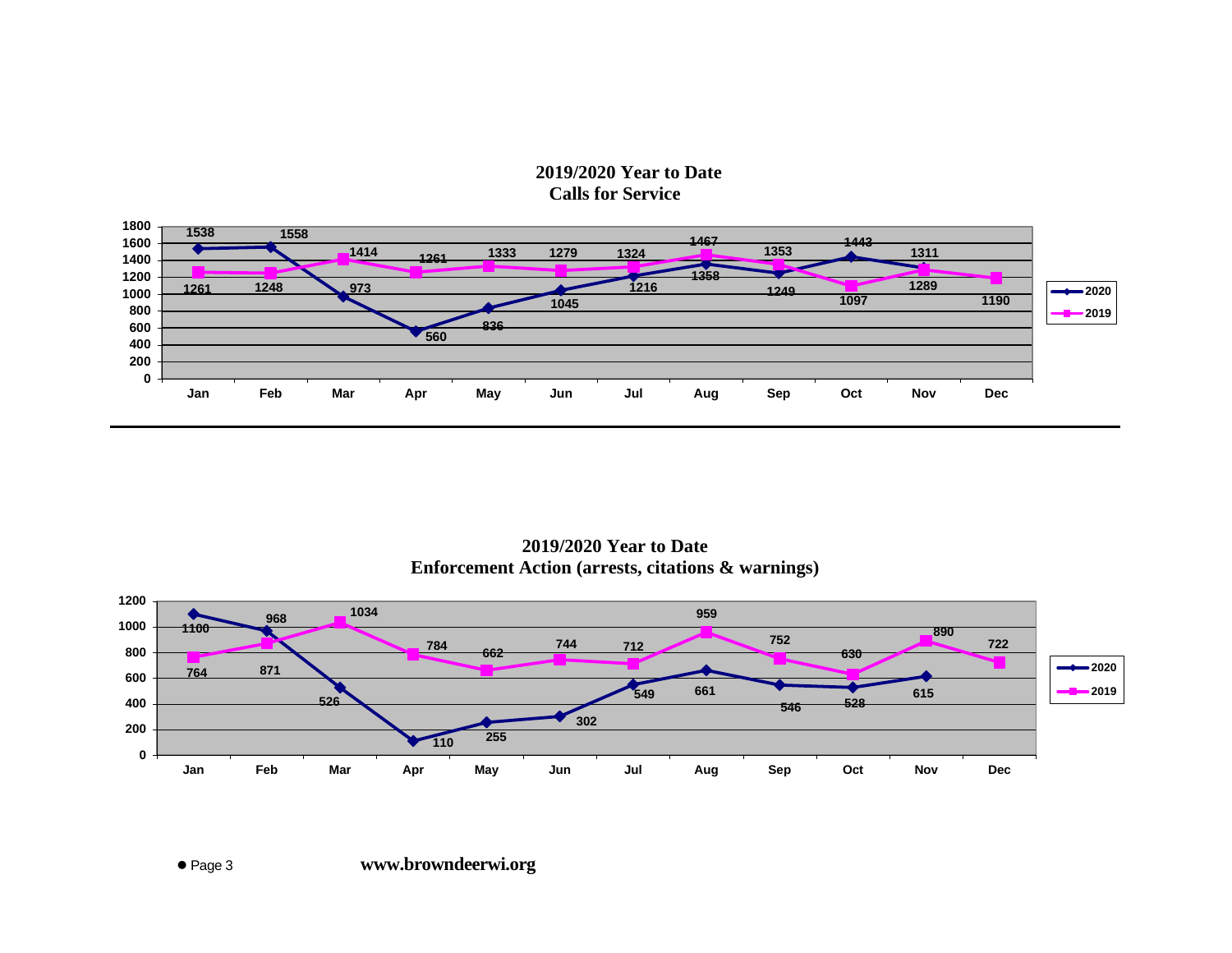## 2019/2020 Year to Date Calls for Service

| | Jan | Feb | Mar | Apr | May | Jun | Jul | Aug | Sep | Oct | Nov | Dec |
|---|---|---|---|---|---|---|---|---|---|---|---|---|
| 2020 | 1538 | 1558 | 973 | 560 | 836 | 1045 | 1216 | 1358 | 1249 | 1443 | 1311 | |
| 2019 | 1261 | 1248 | 1414 | 1261 | 1333 | 1279 | 1324 | 1467 | 1353 | 1097 | 1289 | 1190 |

---

## 2019/2020 Year to Date Enforcement Action (arrests, citations & warnings)

| | Jan | Feb | Mar | Apr | May | Jun | Jul | Aug | Sep | Oct | Nov | Dec |
|---|---|---|---|---|---|---|---|---|---|---|---|---|
| 2020 | 1100 | 968 | 526 | 110 | 255 | 302 | 549 | 661 | 546 | 528 | 615 | |
| 2019 | 764 | 871 | 1034 | 784 | 662 | 744 | 712 | 959 | 752 | 630 | 890 | 722 |

www.browndeerwi.org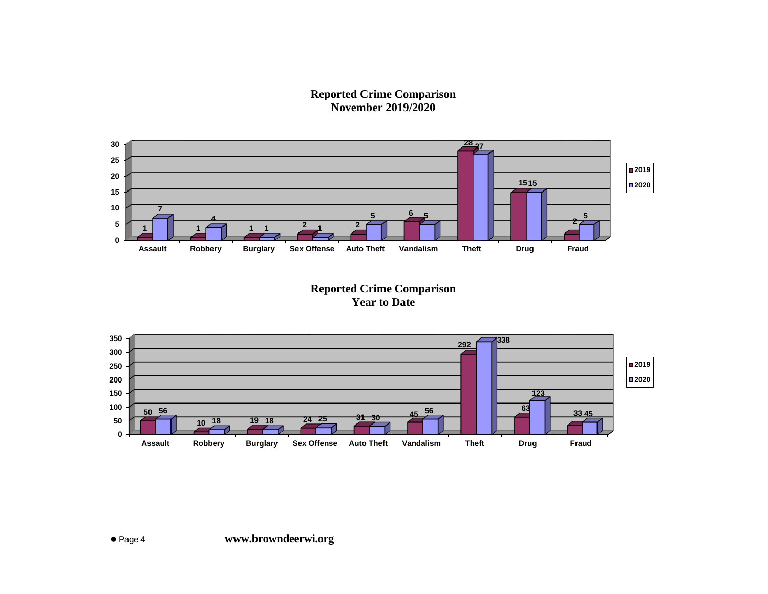## Reported Crime Comparison
## November 2019/2020

| | Assault | Robbery | Burglary | Sex Offense | Auto Theft | Vandalism | Theft | Drug | Fraud |
|---|---|---|---|---|---|---|---|---|---|
| 2019 | 1 | 1 | 1 | 2 | 2 | 6 | 28 | 15 | 2 |
| 2020 | 7 | 4 | 1 | 1 | 5 | 5 | 27 | 15 | 5 |

## Reported Crime Comparison
## Year to Date

| | Assault | Robbery | Burglary | Sex Offense | Auto Theft | Vandalism | Theft | Drug | Fraud |
|---|---|---|---|---|---|---|---|---|---|
| 2019 | 50 | 10 | 19 | 24 | 31 | 45 | 292 | 63 | 33 |
| 2020 | 56 | 18 | 18 | 25 | 30 | 56 | 338 | 123 | 45 |

www.browndeerwi.org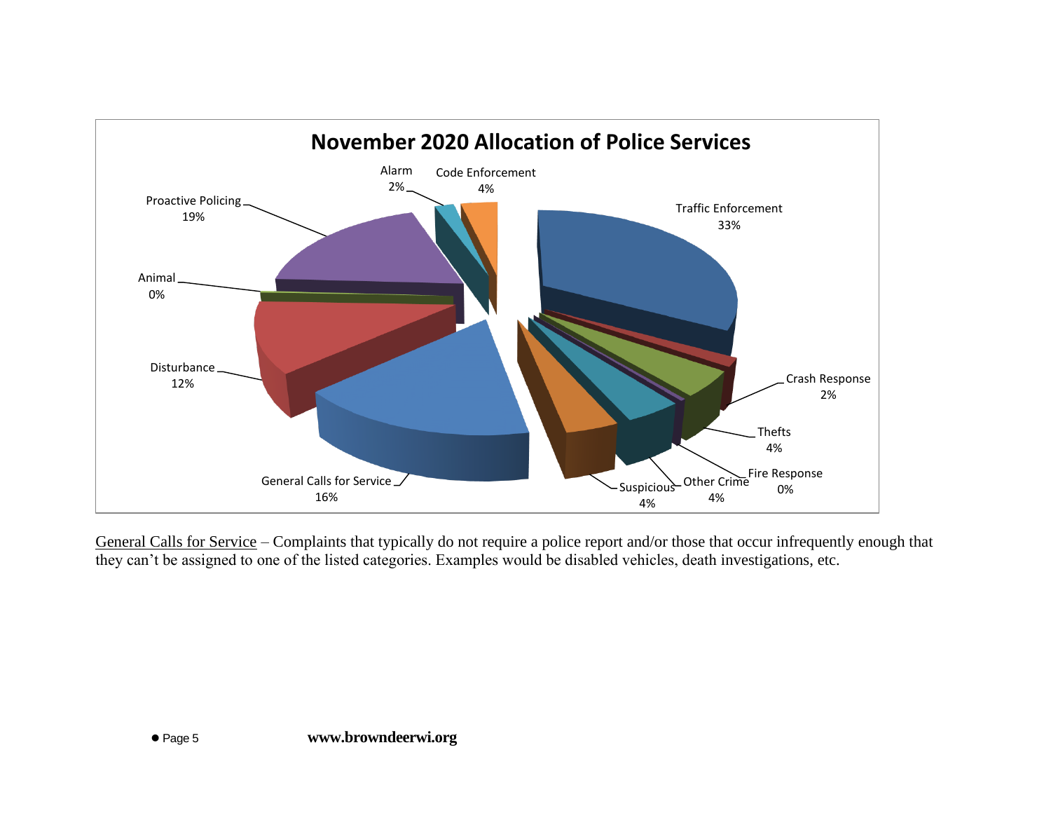## November 2020 Allocation of Police Services

| Category | Percentage |
| --- | --- |
| Traffic Enforcement | 33% |
| Crash Response | 2% |
| Thefts | 4% |
| Fire Response | 0% |
| Other Crime | 4% |
| Suspicious | 4% |
| General Calls for Service | 16% |
| Disturbance | 12% |
| Animal | 0% |
| Proactive Policing | 19% |
| Alarm | 2% |
| Code Enforcement | 4% |

General Calls for Service – Complaints that typically do not require a police report and/or those that occur infrequently enough that they can't be assigned to one of the listed categories. Examples would be disabled vehicles, death investigations, etc.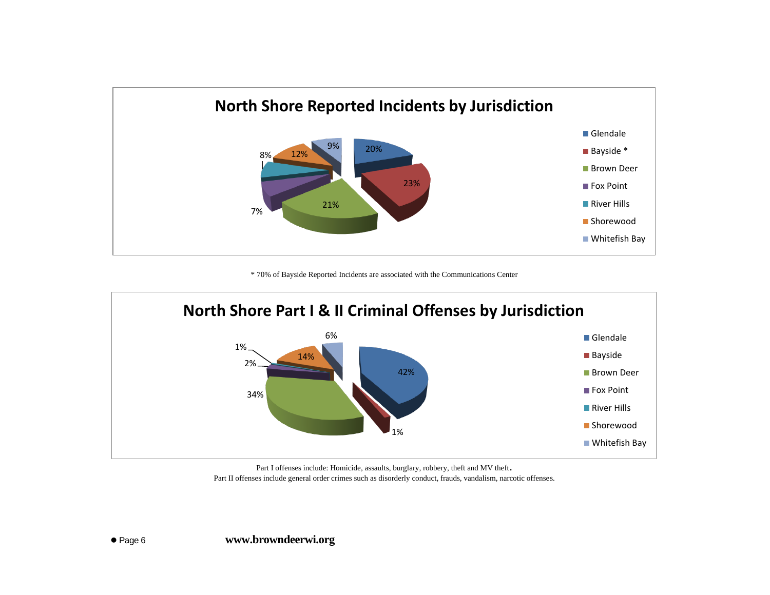## North Shore Reported Incidents by Jurisdiction

| Jurisdiction | Percent |
|---|---|
| Glendale | 20% |
| Bayside * | 23% |
| Brown Deer | 21% |
| Fox Point | 7% |
| River Hills | 8% |
| Shorewood | 12% |
| Whitefish Bay | 9% |

\* 70% of Bayside Reported Incidents are associated with the Communications Center

## North Shore Part I & II Criminal Offenses by Jurisdiction

| Jurisdiction | Percent |
|---|---|
| Glendale | 42% |
| Bayside | 1% |
| Brown Deer | 34% |
| Fox Point | 2% |
| River Hills | 1% |
| Shorewood | 14% |
| Whitefish Bay | 6% |

Part I offenses include: Homicide, assaults, burglary, robbery, theft and MV theft.
Part II offenses include general order crimes such as disorderly conduct, frauds, vandalism, narcotic offenses.

**www.browndeerwi.org**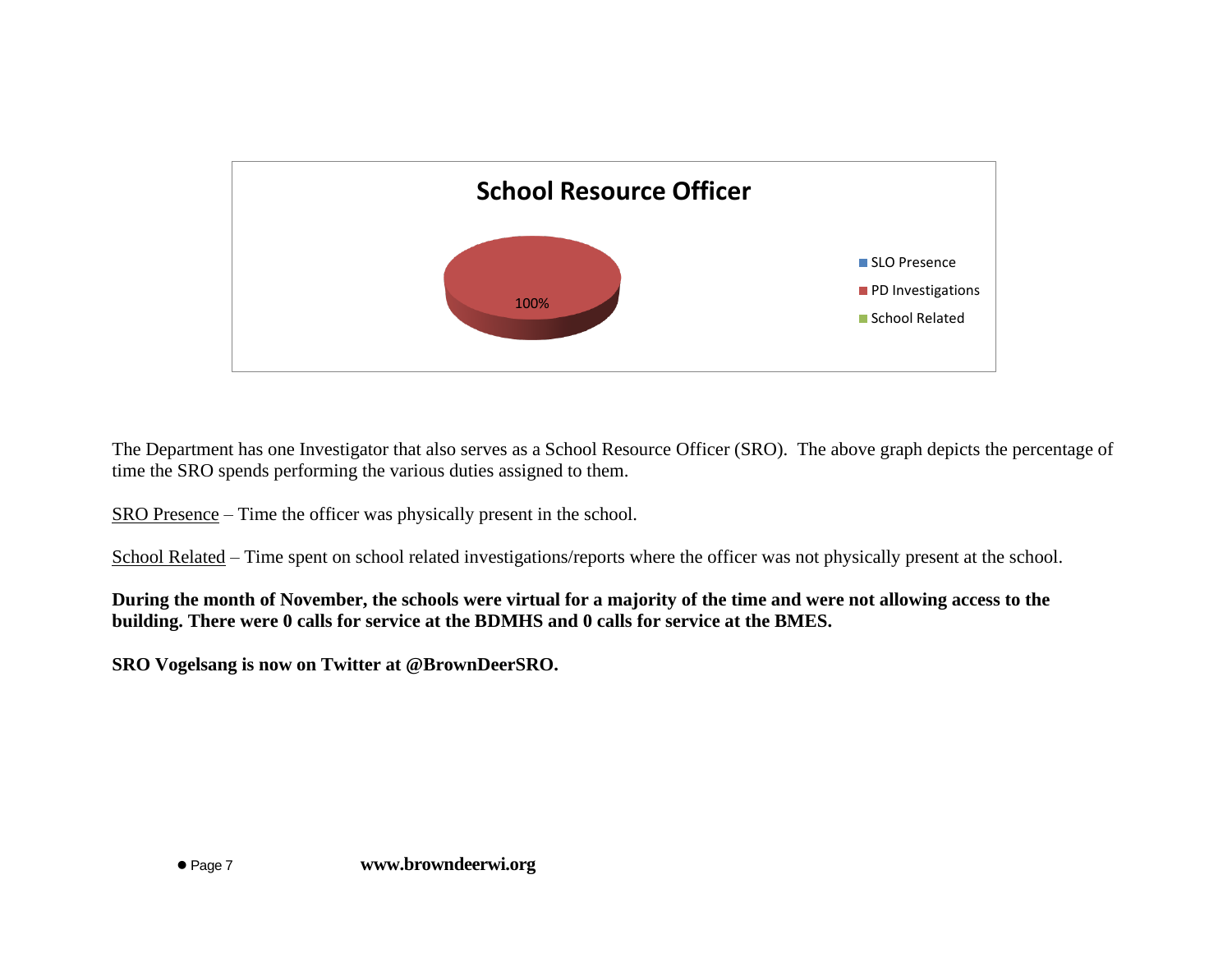School Resource Officer

100%

SLO Presence

PD Investigations

School Related

The Department has one Investigator that also serves as a School Resource Officer (SRO). The above graph depicts the percentage of time the SRO spends performing the various duties assigned to them.

SRO Presence – Time the officer was physically present in the school.

School Related – Time spent on school related investigations/reports where the officer was not physically present at the school.

**During the month of November, the schools were virtual for a majority of the time and were not allowing access to the building. There were 0 calls for service at the BDMHS and 0 calls for service at the BMES.**

**SRO Vogelsang is now on Twitter at @BrownDeerSRO.**